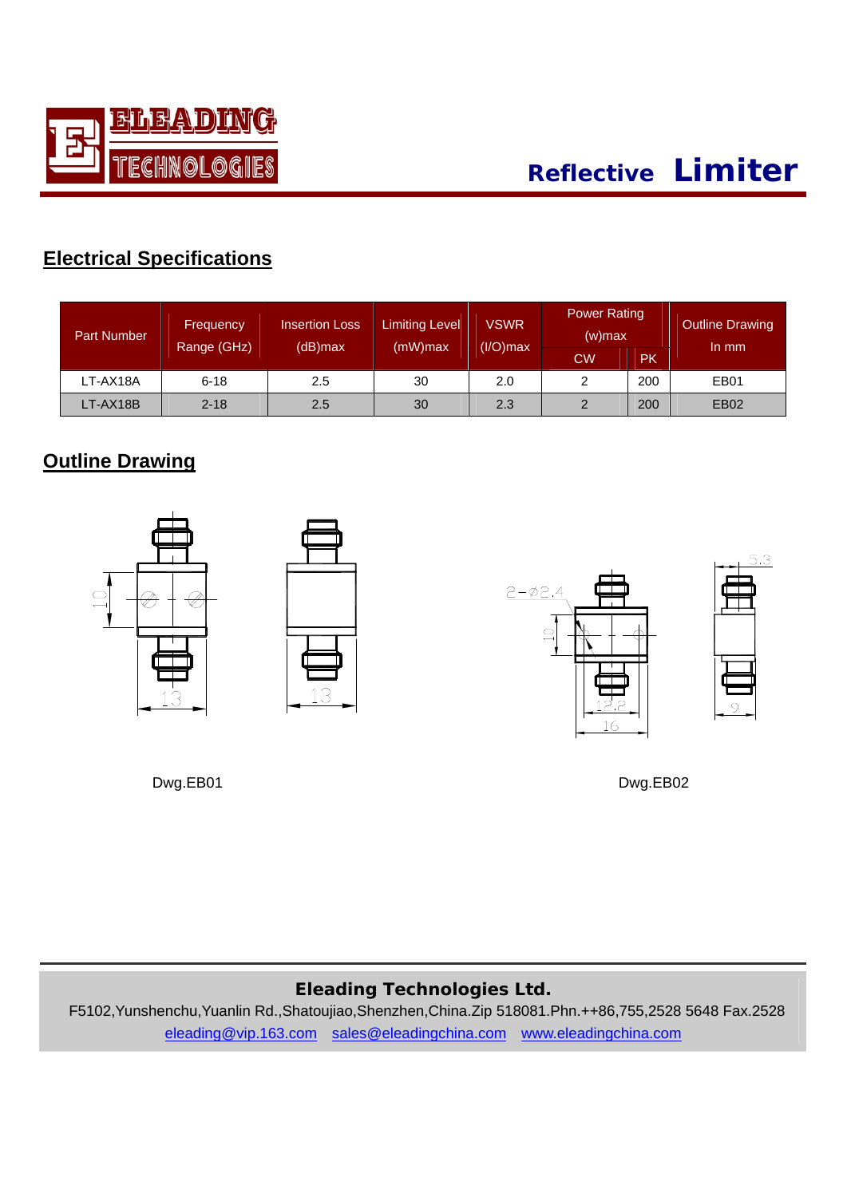# Reflective Limiter

## Electrical Specifications

| Part Number | Frequency Range (GHz) | Insertion Loss (dB)max | Limiting Level (mW)max | VSWR (I/O)max | Power Rating (w)max | | Outline Drawing In mm |
|---|---|---|---|---|---|---|---|
| | | | | | CW | PK | |
| LT-AX18A | 6-18 | 2.5 | 30 | 2.0 | 2 | 200 | EB01 |
| LT-AX18B | 2-18 | 2.5 | 30 | 2.3 | 2 | 200 | EB02 |

## Outline Drawing

Dwg.EB01

Dwg.EB02

**Eleading Technologies Ltd.**

F5102,Yunshenchu,Yuanlin Rd.,Shatoujiao,Shenzhen,China.Zip 518081.Phn.++86,755,2528 5648 Fax.2528

eleading@vip.163.com sales@eleadingchina.com www.eleadingchina.com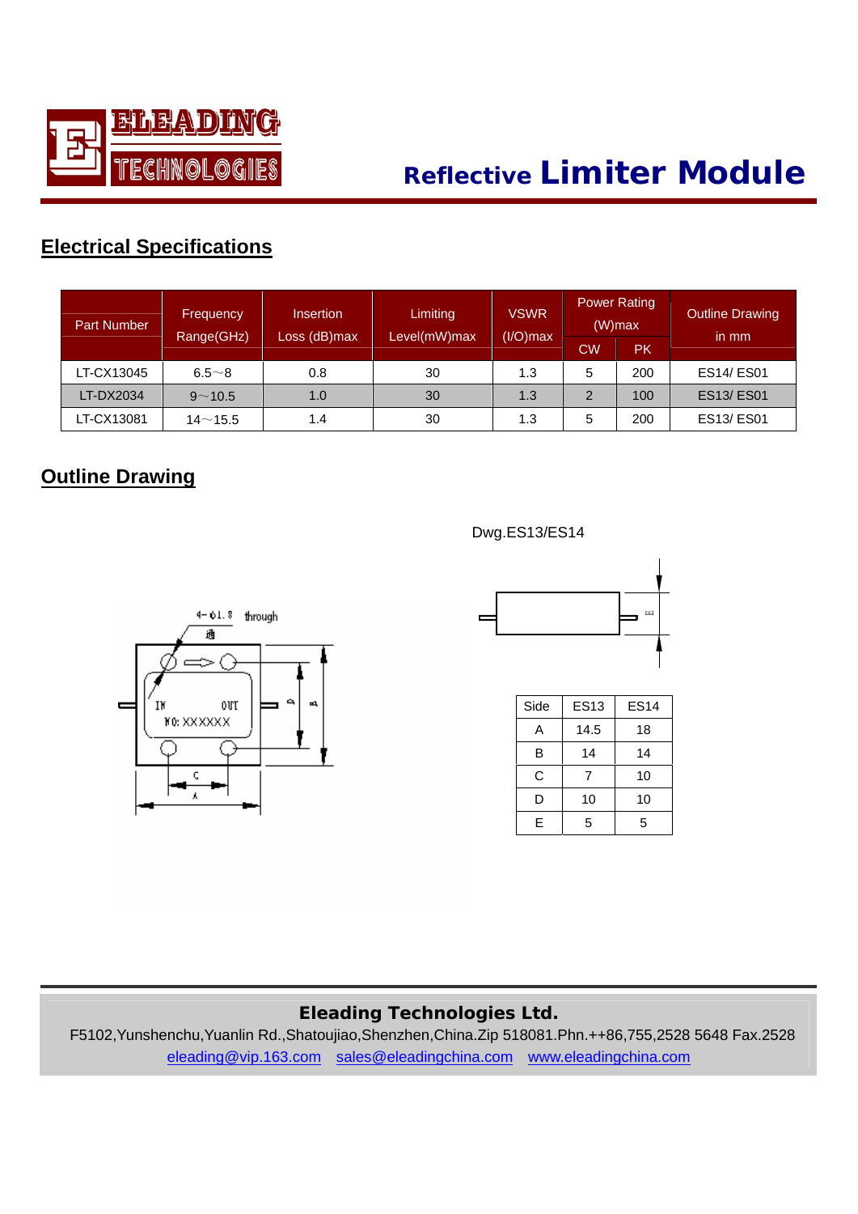# Reflective Limiter Module

## Electrical Specifications

| Part Number | Frequency Range(GHz) | Insertion Loss (dB)max | Limiting Level(mW)max | VSWR (I/O)max | Power Rating (W)max | | Outline Drawing in mm |
|---|---|---|---|---|---|---|---|
| | | | | | CW | PK | |
| LT-CX13045 | 6.5～8 | 0.8 | 30 | 1.3 | 5 | 200 | ES14/ ES01 |
| LT-DX2034 | 9～10.5 | 1.0 | 30 | 1.3 | 2 | 100 | ES13/ ES01 |
| LT-CX13081 | 14～15.5 | 1.4 | 30 | 1.3 | 5 | 200 | ES13/ ES01 |

## Outline Drawing

Dwg.ES13/ES14

4-Φ1.8 through

IN OUT

NO: XXXXXX

| Side | ES13 | ES14 |
|---|---|---|
| A | 14.5 | 18 |
| B | 14 | 14 |
| C | 7 | 10 |
| D | 10 | 10 |
| E | 5 | 5 |

**Eleading Technologies Ltd.**

F5102,Yunshenchu,Yuanlin Rd.,Shatoujiao,Shenzhen,China.Zip 518081.Phn.++86,755,2528 5648 Fax.2528

eleading@vip.163.com sales@eleadingchina.com www.eleadingchina.com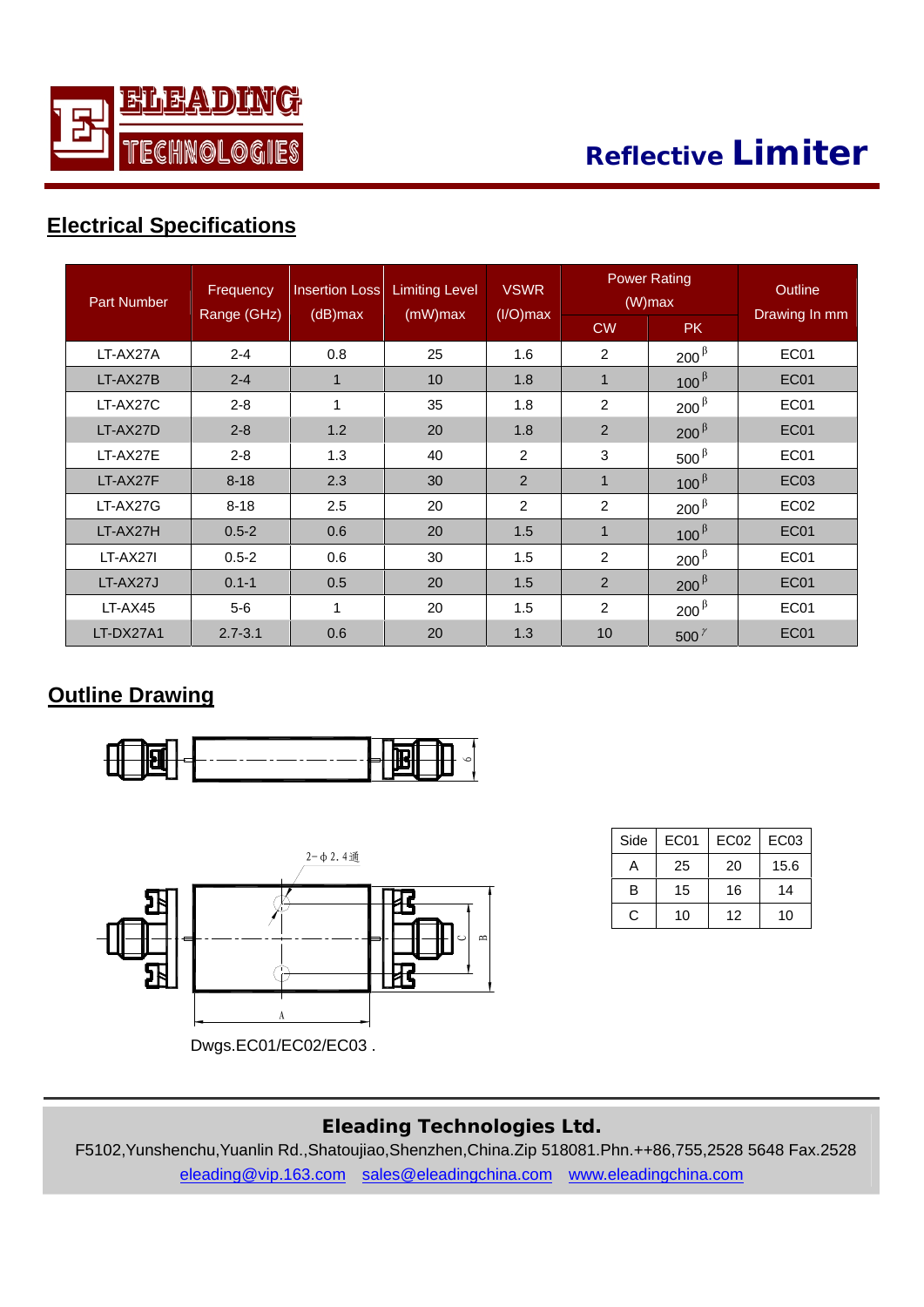# Reflective Limiter

## Electrical Specifications

| Part Number | Frequency Range (GHz) | Insertion Loss (dB)max | Limiting Level (mW)max | VSWR (I/O)max | Power Rating (W)max | | Outline Drawing In mm |
|---|---|---|---|---|---|---|---|
| | | | | | CW | PK | |
| LT-AX27A | 2-4 | 0.8 | 25 | 1.6 | 2 | 200 β | EC01 |
| LT-AX27B | 2-4 | 1 | 10 | 1.8 | 1 | 100 β | EC01 |
| LT-AX27C | 2-8 | 1 | 35 | 1.8 | 2 | 200 β | EC01 |
| LT-AX27D | 2-8 | 1.2 | 20 | 1.8 | 2 | 200 β | EC01 |
| LT-AX27E | 2-8 | 1.3 | 40 | 2 | 3 | 500 β | EC01 |
| LT-AX27F | 8-18 | 2.3 | 30 | 2 | 1 | 100 β | EC03 |
| LT-AX27G | 8-18 | 2.5 | 20 | 2 | 2 | 200 β | EC02 |
| LT-AX27H | 0.5-2 | 0.6 | 20 | 1.5 | 1 | 100 β | EC01 |
| LT-AX27I | 0.5-2 | 0.6 | 30 | 1.5 | 2 | 200 β | EC01 |
| LT-AX27J | 0.1-1 | 0.5 | 20 | 1.5 | 2 | 200 β | EC01 |
| LT-AX45 | 5-6 | 1 | 20 | 1.5 | 2 | 200 β | EC01 |
| LT-DX27A1 | 2.7-3.1 | 0.6 | 20 | 1.3 | 10 | 500 γ | EC01 |

## Outline Drawing

2-φ2.4通

| Side | EC01 | EC02 | EC03 |
|---|---|---|---|
| A | 25 | 20 | 15.6 |
| B | 15 | 16 | 14 |
| C | 10 | 12 | 10 |

Dwgs.EC01/EC02/EC03 .

**Eleading Technologies Ltd.**

F5102,Yunshenchu,Yuanlin Rd.,Shatoujiao,Shenzhen,China.Zip 518081.Phn.++86,755,2528 5648 Fax.2528

eleading@vip.163.com sales@eleadingchina.com www.eleadingchina.com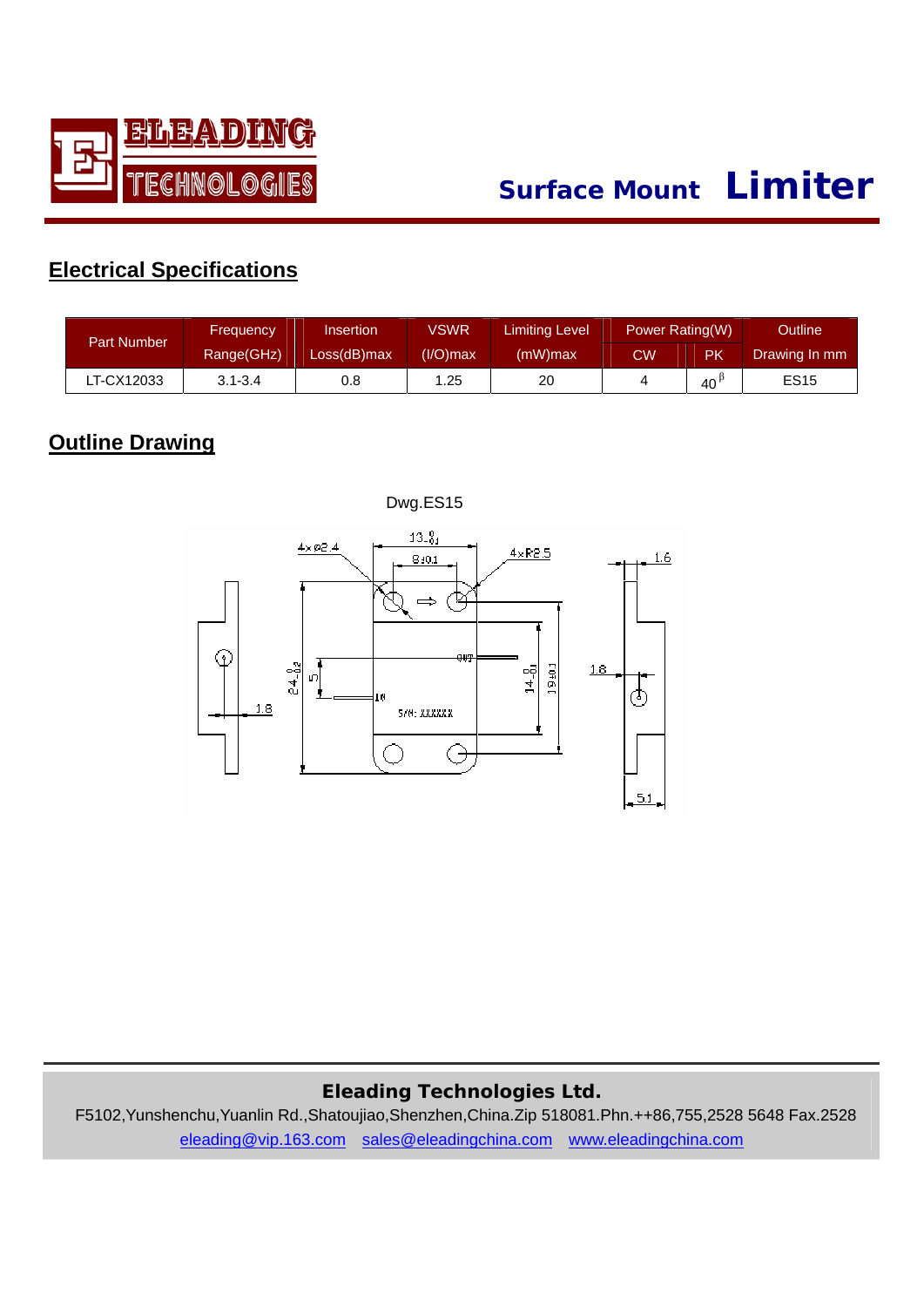# Surface Mount **Limiter**

## Electrical Specifications

| Part Number | Frequency Range(GHz) | Insertion Loss(dB)max | VSWR (I/O)max | Limiting Level (mW)max | Power Rating(W) | | Outline Drawing In mm |
|---|---|---|---|---|---|---|---|
| | | | | | CW | PK | |
| LT-CX12033 | 3.1-3.4 | 0.8 | 1.25 | 20 | 4 | 40 β | ES15 |

## Outline Drawing

Dwg.ES15

4×φ2.4 13 -0.1 8±0.1 4×R2.5 1.6 OUT IN 24 -0.2 5 14 -0.1 19±0.1 1.8 1.8 S/N: XXXXXX 5.1

**Eleading Technologies Ltd.**

F5102,Yunshenchu,Yuanlin Rd.,Shatoujiao,Shenzhen,China.Zip 518081.Phn.++86,755,2528 5648 Fax.2528

eleading@vip.163.com sales@eleadingchina.com www.eleadingchina.com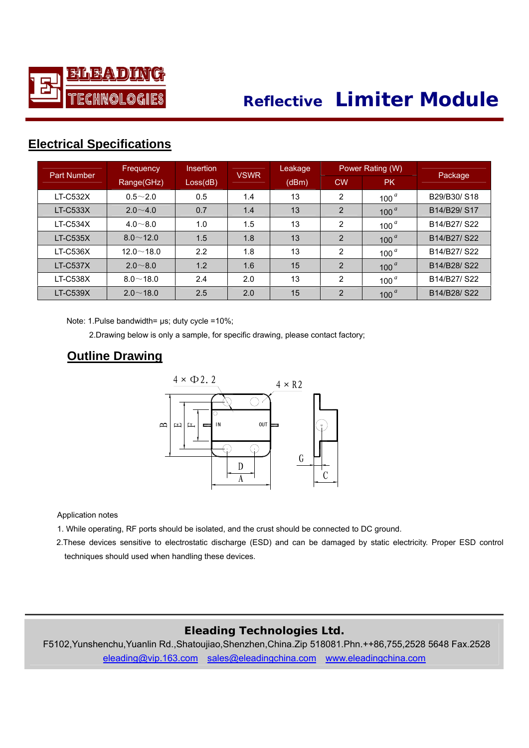# Reflective Limiter Module

## Electrical Specifications

| Part Number | Frequency Range(GHz) | Insertion Loss(dB) | VSWR | Leakage (dBm) | Power Rating (W) | | Package |
|---|---|---|---|---|---|---|---|
| | | | | | CW | PK | |
| LT-C532X | 0.5～2.0 | 0.5 | 1.4 | 13 | 2 | 100 [a] | B29/B30/ S18 |
| LT-C533X | 2.0～4.0 | 0.7 | 1.4 | 13 | 2 | 100 [a] | B14/B29/ S17 |
| LT-C534X | 4.0～8.0 | 1.0 | 1.5 | 13 | 2 | 100 [a] | B14/B27/ S22 |
| LT-C535X | 8.0～12.0 | 1.5 | 1.8 | 13 | 2 | 100 [a] | B14/B27/ S22 |
| LT-C536X | 12.0～18.0 | 2.2 | 1.8 | 13 | 2 | 100 [a] | B14/B27/ S22 |
| LT-C537X | 2.0～8.0 | 1.2 | 1.6 | 15 | 2 | 100 [a] | B14/B28/ S22 |
| LT-C538X | 8.0～18.0 | 2.4 | 2.0 | 13 | 2 | 100 [a] | B14/B27/ S22 |
| LT-C539X | 2.0～18.0 | 2.5 | 2.0 | 15 | 2 | 100 [a] | B14/B28/ S22 |

Note: 1.Pulse bandwidth= μs; duty cycle =10%;

2.Drawing below is only a sample, for specific drawing, please contact factory;

## Outline Drawing

4 × Φ2.2 4 × R2

B E F IN OUT

D A G C

Application notes

1. While operating, RF ports should be isolated, and the crust should be connected to DC ground.

2.These devices sensitive to electrostatic discharge (ESD) and can be damaged by static electricity. Proper ESD control techniques should used when handling these devices.

**Eleading Technologies Ltd.**

F5102,Yunshenchu,Yuanlin Rd.,Shatoujiao,Shenzhen,China.Zip 518081.Phn.++86,755,2528 5648 Fax.2528

eleading@vip.163.com sales@eleadingchina.com www.eleadingchina.com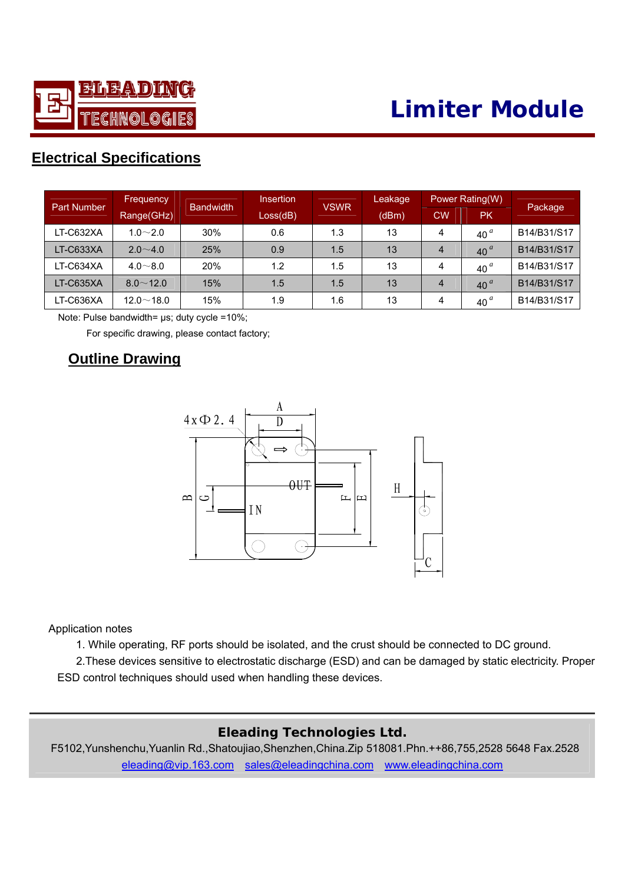# ELEADING TECHNOLOGIES

# Limiter Module

## Electrical Specifications

| Part Number | Frequency Range(GHz) | Bandwidth | Insertion Loss(dB) | VSWR | Leakage (dBm) | Power Rating(W) | | Package |
|---|---|---|---|---|---|---|---|---|
| | | | | | | CW | PK | |
| LT-C632XA | 1.0～2.0 | 30% | 0.6 | 1.3 | 13 | 4 | 40 [a] | B14/B31/S17 |
| LT-C633XA | 2.0～4.0 | 25% | 0.9 | 1.5 | 13 | 4 | 40 [a] | B14/B31/S17 |
| LT-C634XA | 4.0～8.0 | 20% | 1.2 | 1.5 | 13 | 4 | 40 [a] | B14/B31/S17 |
| LT-C635XA | 8.0～12.0 | 15% | 1.5 | 1.5 | 13 | 4 | 40 [a] | B14/B31/S17 |
| LT-C636XA | 12.0～18.0 | 15% | 1.9 | 1.6 | 13 | 4 | 40 [a] | B14/B31/S17 |

Note: Pulse bandwidth= μs; duty cycle =10%;

For specific drawing, please contact factory;

## Outline Drawing

Application notes

1. While operating, RF ports should be isolated, and the crust should be connected to DC ground.
2. These devices sensitive to electrostatic discharge (ESD) and can be damaged by static electricity. Proper ESD control techniques should used when handling these devices.

**Eleading Technologies Ltd.**

F5102,Yunshenchu,Yuanlin Rd.,Shatoujiao,Shenzhen,China.Zip 518081.Phn.++86,755,2528 5648 Fax.2528

eleading@vip.163.com sales@eleadingchina.com www.eleadingchina.com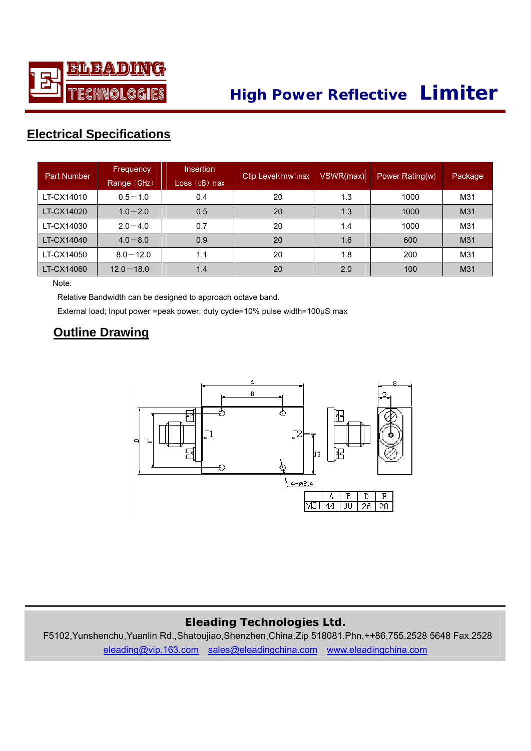# High Power Reflective Limiter

## Electrical Specifications

| Part Number | Frequency Range（GHz） | Insertion Loss（dB）max | Clip Level(mw)max | VSWR(max) | Power Rating(w) | Package |
|---|---|---|---|---|---|---|
| LT-CX14010 | 0.5—1.0 | 0.4 | 20 | 1.3 | 1000 | M31 |
| LT-CX14020 | 1.0—2.0 | 0.5 | 20 | 1.3 | 1000 | M31 |
| LT-CX14030 | 2.0—4.0 | 0.7 | 20 | 1.4 | 1000 | M31 |
| LT-CX14040 | 4.0—8.0 | 0.9 | 20 | 1.6 | 600 | M31 |
| LT-CX14050 | 8.0—12.0 | 1.1 | 20 | 1.8 | 200 | M31 |
| LT-CX14060 | 12.0—18.0 | 1.4 | 20 | 2.0 | 100 | M31 |

Note:

Relative Bandwidth can be designed to approach octave band.

External load; Input power =peak power; duty cycle=10% pulse width=100μS max

## Outline Drawing

|  | A | B | D | F |
|---|---|---|---|---|
| M31 | 44 | 30 | 26 | 20 |

**Eleading Technologies Ltd.**

F5102,Yunshenchu,Yuanlin Rd.,Shatoujiao,Shenzhen,China.Zip 518081.Phn.++86,755,2528 5648 Fax.2528

eleading@vip.163.com sales@eleadingchina.com www.eleadingchina.com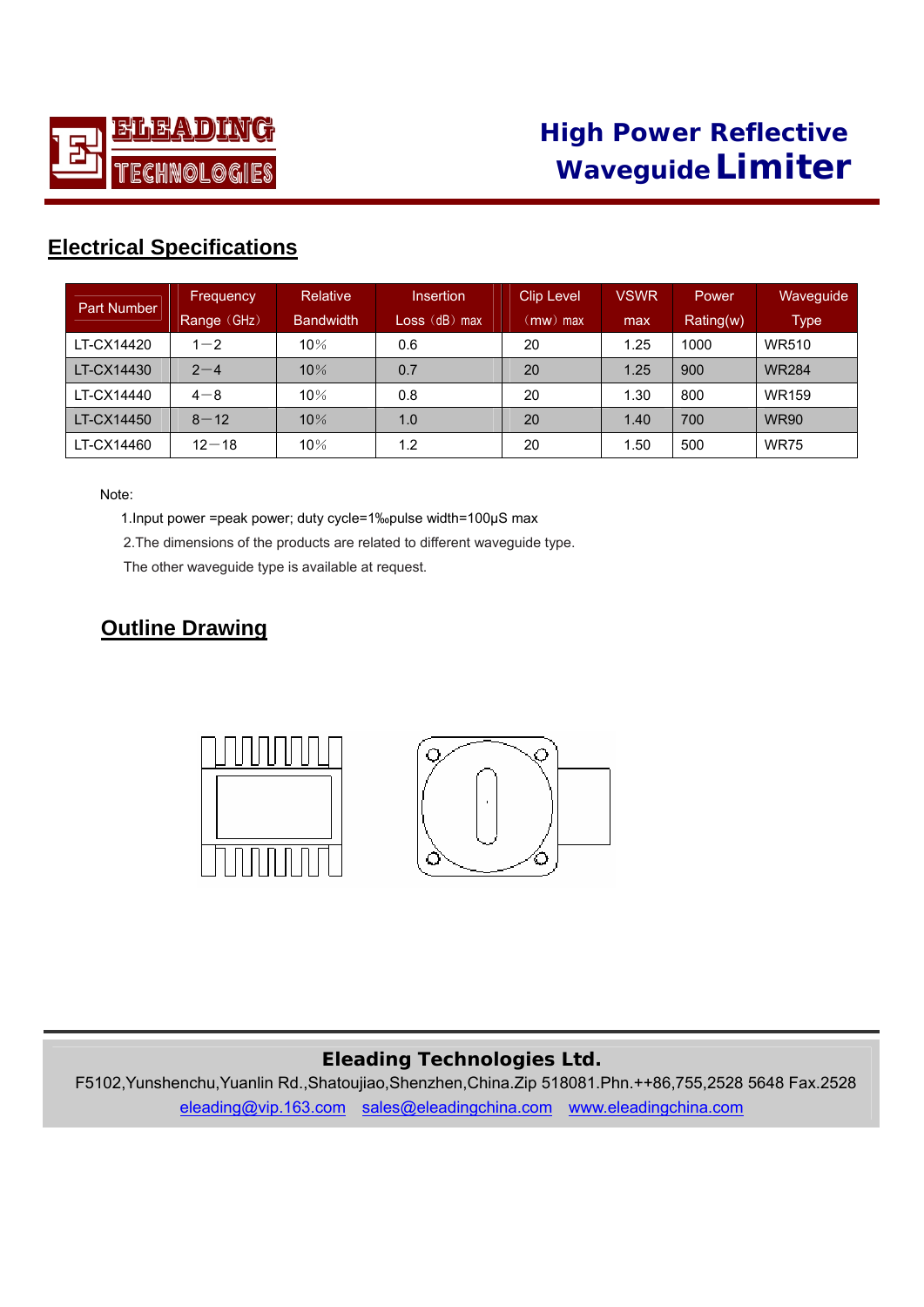# High Power Reflective Waveguide Limiter

## Electrical Specifications

| Part Number | Frequency Range（GHz） | Relative Bandwidth | Insertion Loss（dB）max | Clip Level（mw）max | VSWR max | Power Rating(w) | Waveguide Type |
|---|---|---|---|---|---|---|---|
| LT-CX14420 | 1－2 | 10％ | 0.6 | 20 | 1.25 | 1000 | WR510 |
| LT-CX14430 | 2－4 | 10％ | 0.7 | 20 | 1.25 | 900 | WR284 |
| LT-CX14440 | 4－8 | 10％ | 0.8 | 20 | 1.30 | 800 | WR159 |
| LT-CX14450 | 8－12 | 10％ | 1.0 | 20 | 1.40 | 700 | WR90 |
| LT-CX14460 | 12－18 | 10％ | 1.2 | 20 | 1.50 | 500 | WR75 |

Note:

1.Input power =peak power; duty cycle=1‰pulse width=100μS max

2.The dimensions of the products are related to different waveguide type.

The other waveguide type is available at request.

## Outline Drawing

**Eleading Technologies Ltd.**

F5102,Yunshenchu,Yuanlin Rd.,Shatoujiao,Shenzhen,China.Zip 518081.Phn.++86,755,2528 5648 Fax.2528

eleading@vip.163.com sales@eleadingchina.com www.eleadingchina.com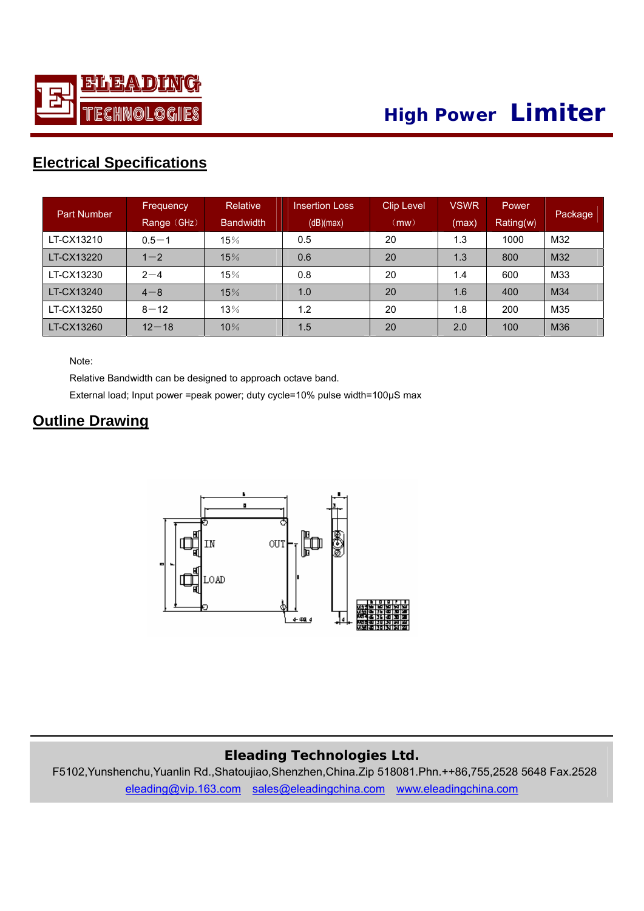# ELEADING TECHNOLOGIES

## High Power Limiter

## Electrical Specifications

| Part Number | Frequency Range（GHz） | Relative Bandwidth | Insertion Loss (dB)(max) | Clip Level （mw） | VSWR (max) | Power Rating(w) | Package |
|---|---|---|---|---|---|---|---|
| LT-CX13210 | 0.5—1 | 15％ | 0.5 | 20 | 1.3 | 1000 | M32 |
| LT-CX13220 | 1—2 | 15％ | 0.6 | 20 | 1.3 | 800 | M32 |
| LT-CX13230 | 2—4 | 15％ | 0.8 | 20 | 1.4 | 600 | M33 |
| LT-CX13240 | 4—8 | 15％ | 1.0 | 20 | 1.6 | 400 | M34 |
| LT-CX13250 | 8—12 | 13％ | 1.2 | 20 | 1.8 | 200 | M35 |
| LT-CX13260 | 12—18 | 10％ | 1.5 | 20 | 2.0 | 100 | M36 |

Note:

Relative Bandwidth can be designed to approach octave band.

External load; Input power =peak power; duty cycle=10% pulse width=100μS max

## Outline Drawing

IN

OUT

LOAD

**Eleading Technologies Ltd.**

F5102,Yunshenchu,Yuanlin Rd.,Shatoujiao,Shenzhen,China.Zip 518081.Phn.++86,755,2528 5648 Fax.2528

eleading@vip.163.com sales@eleadingchina.com www.eleadingchina.com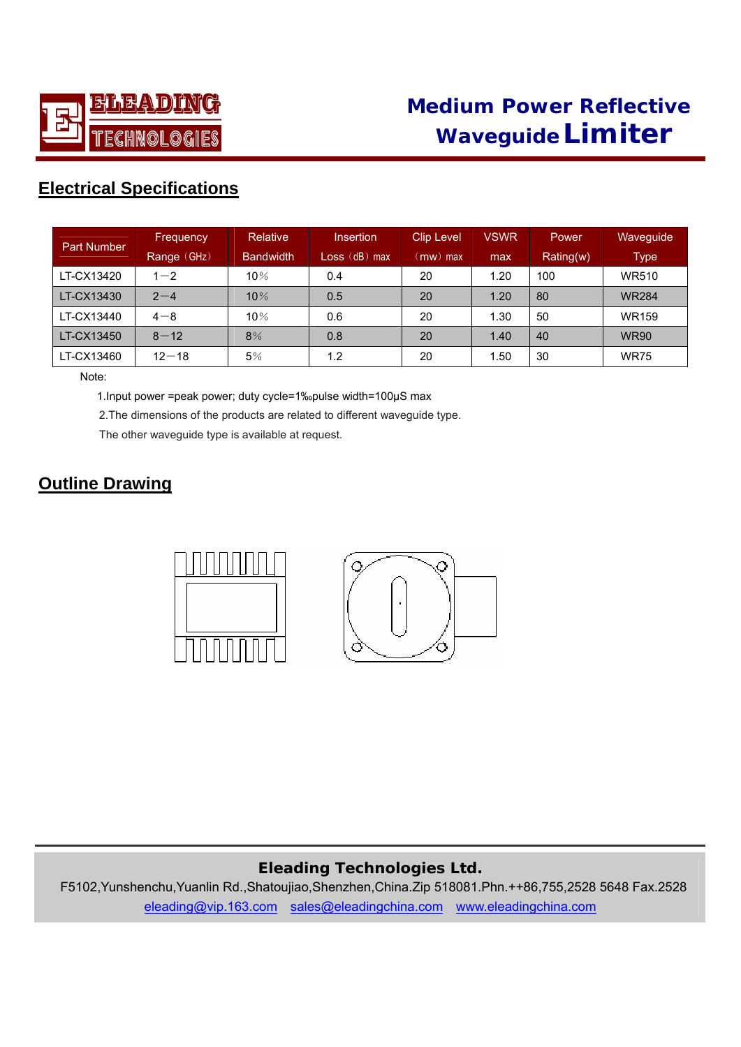# Medium Power Reflective Waveguide Limiter

## Electrical Specifications

| Part Number | Frequency Range（GHz） | Relative Bandwidth | Insertion Loss（dB）max | Clip Level （mw）max | VSWR max | Power Rating(w) | Waveguide Type |
|---|---|---|---|---|---|---|---|
| LT-CX13420 | 1－2 | 10％ | 0.4 | 20 | 1.20 | 100 | WR510 |
| LT-CX13430 | 2－4 | 10％ | 0.5 | 20 | 1.20 | 80 | WR284 |
| LT-CX13440 | 4－8 | 10％ | 0.6 | 20 | 1.30 | 50 | WR159 |
| LT-CX13450 | 8－12 | 8％ | 0.8 | 20 | 1.40 | 40 | WR90 |
| LT-CX13460 | 12－18 | 5％ | 1.2 | 20 | 1.50 | 30 | WR75 |

Note:

1.Input power =peak power; duty cycle=1‰pulse width=100μS max

2.The dimensions of the products are related to different waveguide type.

The other waveguide type is available at request.

## Outline Drawing

**Eleading Technologies Ltd.**

F5102,Yunshenchu,Yuanlin Rd.,Shatoujiao,Shenzhen,China.Zip 518081.Phn.++86,755,2528 5648 Fax.2528

eleading@vip.163.com sales@eleadingchina.com www.eleadingchina.com